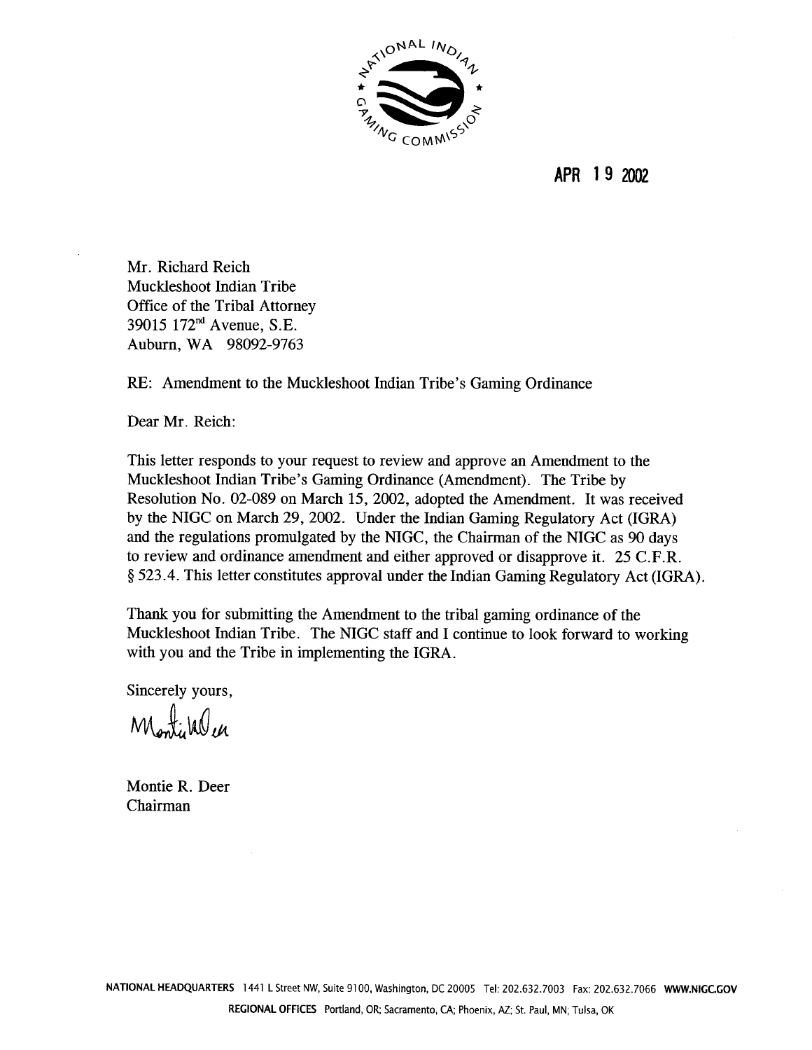APR 19 2002

Mr. Richard Reich
Muckleshoot Indian Tribe
Office of the Tribal Attorney
39015 172nd Avenue, S.E.
Auburn, WA 98092-9763

RE: Amendment to the Muckleshoot Indian Tribe's Gaming Ordinance

Dear Mr. Reich:

This letter responds to your request to review and approve an Amendment to the Muckleshoot Indian Tribe's Gaming Ordinance (Amendment). The Tribe by Resolution No. 02-089 on March 15, 2002, adopted the Amendment. It was received by the NIGC on March 29, 2002. Under the Indian Gaming Regulatory Act (IGRA) and the regulations promulgated by the NIGC, the Chairman of the NIGC as 90 days to review and ordinance amendment and either approved or disapprove it. 25 C.F.R. § 523.4. This letter constitutes approval under the Indian Gaming Regulatory Act (IGRA).

Thank you for submitting the Amendment to the tribal gaming ordinance of the Muckleshoot Indian Tribe. The NIGC staff and I continue to look forward to working with you and the Tribe in implementing the IGRA.

Sincerely yours,

Montie R. Deer
Chairman

NATIONAL HEADQUARTERS 1441 L Street NW, Suite 9100, Washington, DC 20005 Tel: 202.632.7003 Fax: 202.632.7066 WWW.NIGC.GOV

REGIONAL OFFICES Portland, OR; Sacramento, CA; Phoenix, AZ; St. Paul, MN; Tulsa, OK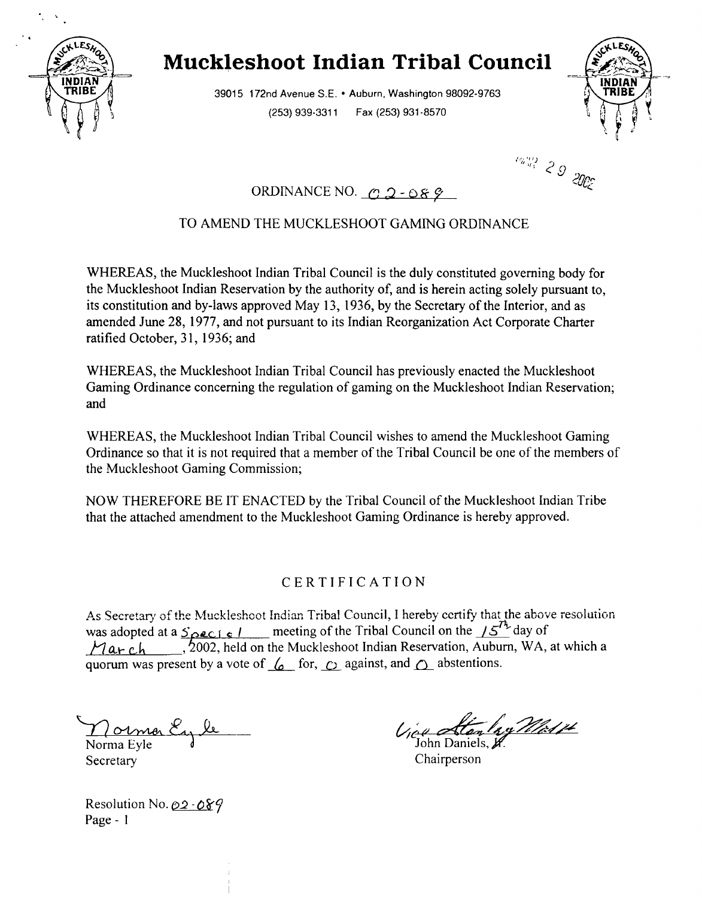# Muckleshoot Indian Tribal Council

39015 172nd Avenue S.E. • Auburn, Washington 98092-9763
(253) 939-3311 Fax (253) 931-8570

29 2002

ORDINANCE NO. 02-089

TO AMEND THE MUCKLESHOOT GAMING ORDINANCE

WHEREAS, the Muckleshoot Indian Tribal Council is the duly constituted governing body for the Muckleshoot Indian Reservation by the authority of, and is herein acting solely pursuant to, its constitution and by-laws approved May 13, 1936, by the Secretary of the Interior, and as amended June 28, 1977, and not pursuant to its Indian Reorganization Act Corporate Charter ratified October, 31, 1936; and

WHEREAS, the Muckleshoot Indian Tribal Council has previously enacted the Muckleshoot Gaming Ordinance concerning the regulation of gaming on the Muckleshoot Indian Reservation; and

WHEREAS, the Muckleshoot Indian Tribal Council wishes to amend the Muckleshoot Gaming Ordinance so that it is not required that a member of the Tribal Council be one of the members of the Muckleshoot Gaming Commission;

NOW THEREFORE BE IT ENACTED by the Tribal Council of the Muckleshoot Indian Tribe that the attached amendment to the Muckleshoot Gaming Ordinance is hereby approved.

## CERTIFICATION

As Secretary of the Muckleshoot Indian Tribal Council, I hereby certify that the above resolution was adopted at a Special meeting of the Tribal Council on the 15th day of March, 2002, held on the Muckleshoot Indian Reservation, Auburn, WA, at which a quorum was present by a vote of 6 for, 0 against, and 0 abstentions.

Norma Eyle
Norma Eyle
Secretary

Vice Stanley Moses
John Daniels, Jr.
Chairperson

Resolution No. 02-089
Page - 1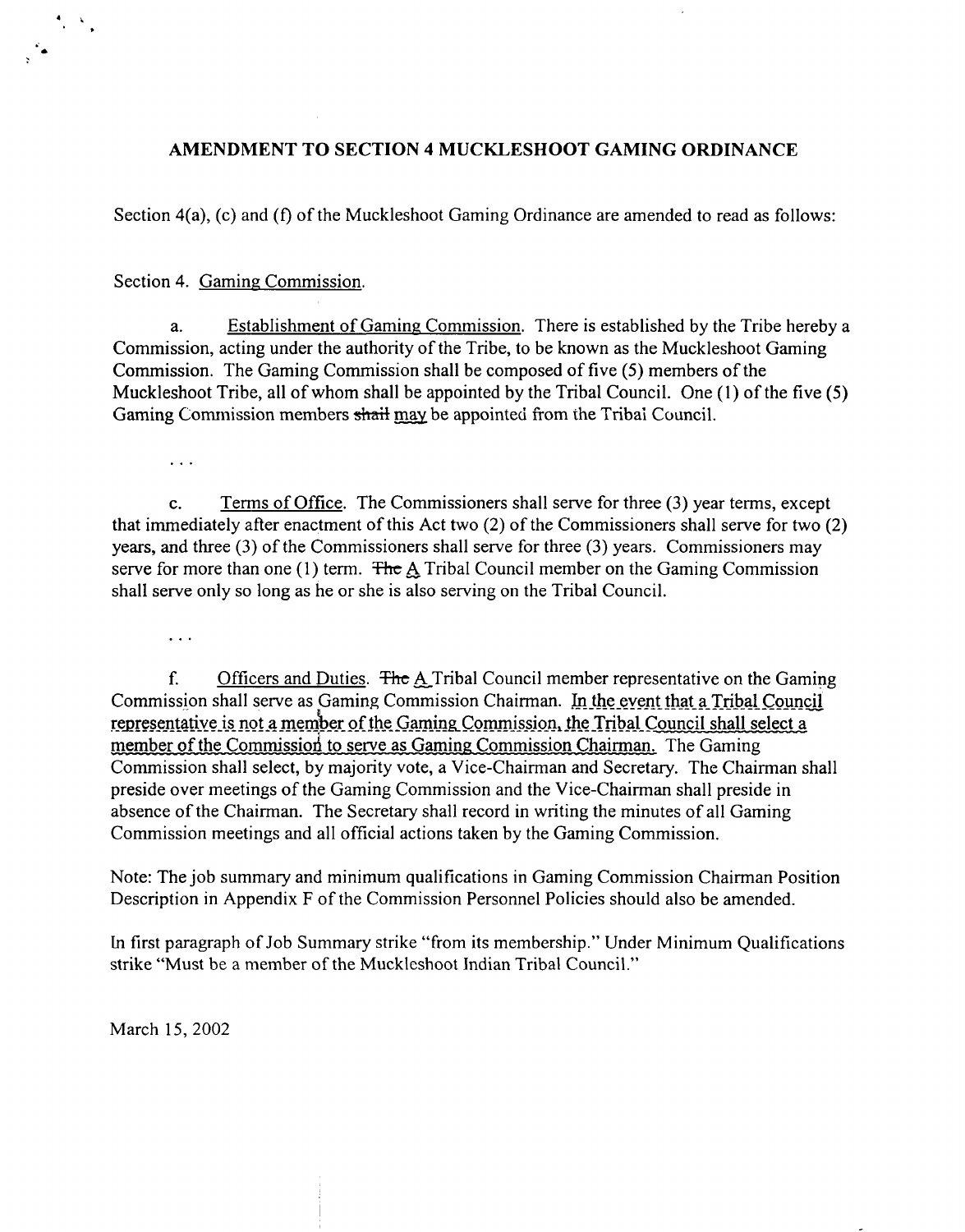## AMENDMENT TO SECTION 4 MUCKLESHOOT GAMING ORDINANCE

Section 4(a), (c) and (f) of the Muckleshoot Gaming Ordinance are amended to read as follows:

Section 4. Gaming Commission.

a. Establishment of Gaming Commission. There is established by the Tribe hereby a Commission, acting under the authority of the Tribe, to be known as the Muckleshoot Gaming Commission. The Gaming Commission shall be composed of five (5) members of the Muckleshoot Tribe, all of whom shall be appointed by the Tribal Council. One (1) of the five (5) Gaming Commission members ~~shall~~ may be appointed from the Tribal Council.

. . .

c. Terms of Office. The Commissioners shall serve for three (3) year terms, except that immediately after enactment of this Act two (2) of the Commissioners shall serve for two (2) years, and three (3) of the Commissioners shall serve for three (3) years. Commissioners may serve for more than one (1) term. ~~The~~ A Tribal Council member on the Gaming Commission shall serve only so long as he or she is also serving on the Tribal Council.

. . .

f. Officers and Duties. ~~The~~ A Tribal Council member representative on the Gaming Commission shall serve as Gaming Commission Chairman. In the event that a Tribal Council representative is not a member of the Gaming Commission, the Tribal Council shall select a member of the Commission to serve as Gaming Commission Chairman. The Gaming Commission shall select, by majority vote, a Vice-Chairman and Secretary. The Chairman shall preside over meetings of the Gaming Commission and the Vice-Chairman shall preside in absence of the Chairman. The Secretary shall record in writing the minutes of all Gaming Commission meetings and all official actions taken by the Gaming Commission.

Note: The job summary and minimum qualifications in Gaming Commission Chairman Position Description in Appendix F of the Commission Personnel Policies should also be amended.

In first paragraph of Job Summary strike "from its membership." Under Minimum Qualifications strike "Must be a member of the Muckleshoot Indian Tribal Council."

March 15, 2002